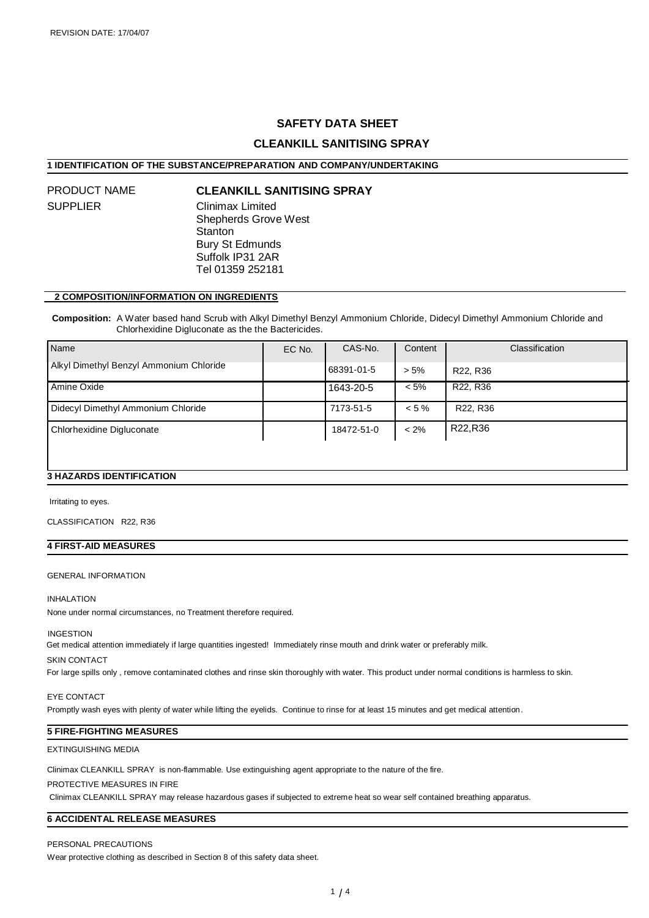REVISION DATE: 17/04/07

# SAFETY DATA SHEET

## CLEANKILL SANITISING SPRAY

### 1 IDENTIFICATION OF THE SUBSTANCE/PREPARATION AND COMPANY/UNDERTAKING

PRODUCT NAME **CLEANKILL SANITISING SPRAY**

SUPPLIER Clinimax Limited
Shepherds Grove West
Stanton
Bury St Edmunds
Suffolk IP31 2AR
Tel 01359 252181

### 2 COMPOSITION/INFORMATION ON INGREDIENTS

**Composition:** A Water based hand Scrub with Alkyl Dimethyl Benzyl Ammonium Chloride, Didecyl Dimethyl Ammonium Chloride and Chlorhexidine Digluconate as the the Bactericides.

| Name | EC No. | CAS-No. | Content | Classification |
|---|---|---|---|---|
| Alkyl Dimethyl Benzyl Ammonium Chloride | | 68391-01-5 | > 5% | R22, R36 |
| Amine Oxide | | 1643-20-5 | < 5% | R22, R36 |
| Didecyl Dimethyl Ammonium Chloride | | 7173-51-5 | < 5 % | R22, R36 |
| Chlorhexidine Digluconate | | 18472-51-0 | < 2% | R22,R36 |

### 3 HAZARDS IDENTIFICATION

Irritating to eyes.

CLASSIFICATION R22, R36

### 4 FIRST-AID MEASURES

GENERAL INFORMATION

INHALATION

None under normal circumstances, no Treatment therefore required.

INGESTION

Get medical attention immediately if large quantities ingested! Immediately rinse mouth and drink water or preferably milk.

SKIN CONTACT

For large spills only , remove contaminated clothes and rinse skin thoroughly with water. This product under normal conditions is harmless to skin.

EYE CONTACT

Promptly wash eyes with plenty of water while lifting the eyelids. Continue to rinse for at least 15 minutes and get medical attention.

### 5 FIRE-FIGHTING MEASURES

EXTINGUISHING MEDIA

Clinimax CLEANKILL SPRAY is non-flammable. Use extinguishing agent appropriate to the nature of the fire.

PROTECTIVE MEASURES IN FIRE

Clinimax CLEANKILL SPRAY may release hazardous gases if subjected to extreme heat so wear self contained breathing apparatus.

### 6 ACCIDENTAL RELEASE MEASURES

PERSONAL PRECAUTIONS

Wear protective clothing as described in Section 8 of this safety data sheet.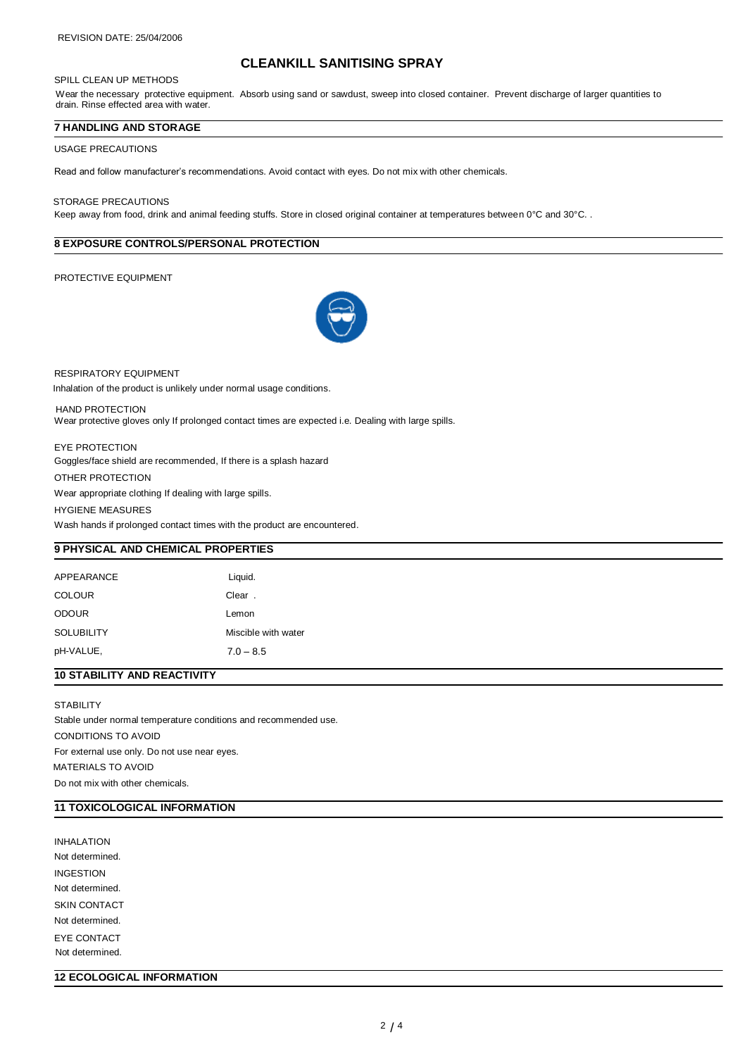REVISION DATE: 25/04/2006

# CLEANKILL SANITISING SPRAY

SPILL CLEAN UP METHODS

Wear the necessary protective equipment. Absorb using sand or sawdust, sweep into closed container. Prevent discharge of larger quantities to drain. Rinse effected area with water.

## 7 HANDLING AND STORAGE

USAGE PRECAUTIONS

Read and follow manufacturer's recommendations. Avoid contact with eyes. Do not mix with other chemicals.

STORAGE PRECAUTIONS

Keep away from food, drink and animal feeding stuffs. Store in closed original container at temperatures between 0°C and 30°C. .

## 8 EXPOSURE CONTROLS/PERSONAL PROTECTION

PROTECTIVE EQUIPMENT

RESPIRATORY EQUIPMENT

Inhalation of the product is unlikely under normal usage conditions.

HAND PROTECTION

Wear protective gloves only If prolonged contact times are expected i.e. Dealing with large spills.

EYE PROTECTION

Goggles/face shield are recommended, If there is a splash hazard

OTHER PROTECTION

Wear appropriate clothing If dealing with large spills.

HYGIENE MEASURES

Wash hands if prolonged contact times with the product are encountered.

## 9 PHYSICAL AND CHEMICAL PROPERTIES

| | |
|---|---|
| APPEARANCE | Liquid. |
| COLOUR | Clear . |
| ODOUR | Lemon |
| SOLUBILITY | Miscible with water |
| pH-VALUE, | 7.0 – 8.5 |

## 10 STABILITY AND REACTIVITY

STABILITY

Stable under normal temperature conditions and recommended use.

CONDITIONS TO AVOID

For external use only. Do not use near eyes.

MATERIALS TO AVOID

Do not mix with other chemicals.

## 11 TOXICOLOGICAL INFORMATION

INHALATION

Not determined.

INGESTION

Not determined.

SKIN CONTACT

Not determined.

EYE CONTACT

Not determined.

## 12 ECOLOGICAL INFORMATION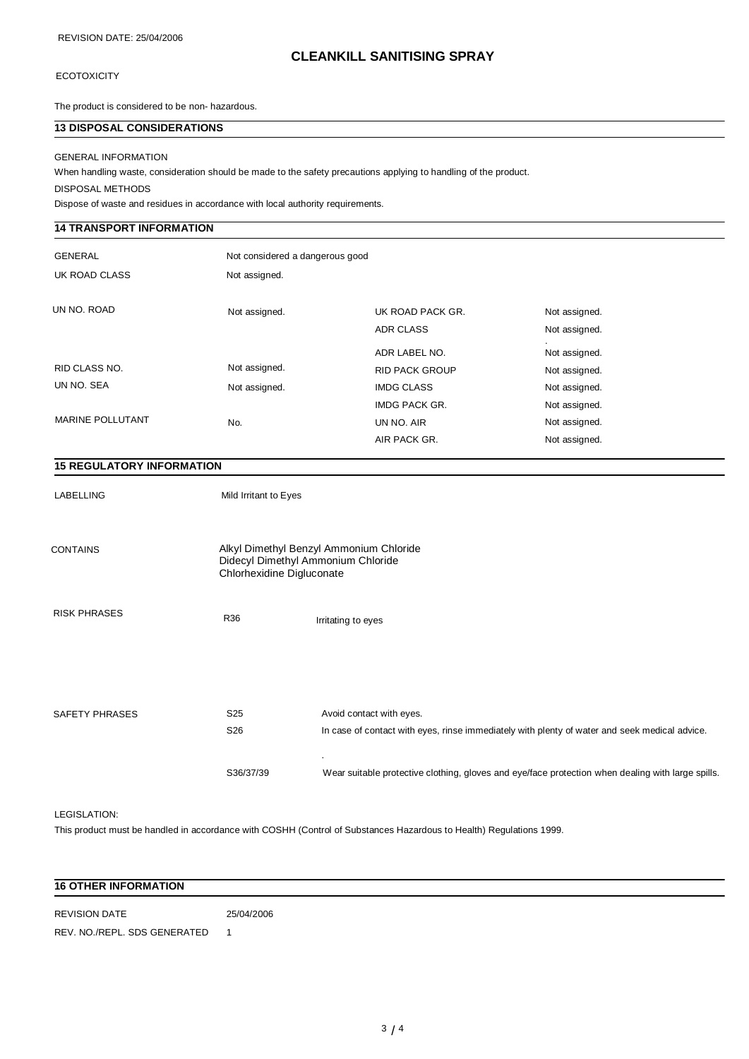ECOTOXICITY

The product is considered to be non- hazardous.

## 13 DISPOSAL CONSIDERATIONS

GENERAL INFORMATION

When handling waste, consideration should be made to the safety precautions applying to handling of the product.

DISPOSAL METHODS

Dispose of waste and residues in accordance with local authority requirements.

## 14 TRANSPORT INFORMATION

| | | | |
|---|---|---|---|
| GENERAL | Not considered a dangerous good | | |
| UK ROAD CLASS | Not assigned. | | |
| UN NO. ROAD | Not assigned. | UK ROAD PACK GR. | Not assigned. |
| | | ADR CLASS | Not assigned. |
| | | ADR LABEL NO. | Not assigned. |
| RID CLASS NO. | Not assigned. | RID PACK GROUP | Not assigned. |
| UN NO. SEA | Not assigned. | IMDG CLASS | Not assigned. |
| | | IMDG PACK GR. | Not assigned. |
| MARINE POLLUTANT | No. | UN NO. AIR | Not assigned. |
| | | AIR PACK GR. | Not assigned. |

## 15 REGULATORY INFORMATION

LABELLING: Mild Irritant to Eyes

CONTAINS:
- Alkyl Dimethyl Benzyl Ammonium Chloride
- Didecyl Dimethyl Ammonium Chloride
- Chlorhexidine Digluconate

RISK PHRASES

| | |
|---|---|
| R36 | Irritating to eyes |

SAFETY PHRASES

| | |
|---|---|
| S25 | Avoid contact with eyes. |
| S26 | In case of contact with eyes, rinse immediately with plenty of water and seek medical advice. |
| S36/37/39 | Wear suitable protective clothing, gloves and eye/face protection when dealing with large spills. |

LEGISLATION:

This product must be handled in accordance with COSHH (Control of Substances Hazardous to Health) Regulations 1999.

## 16 OTHER INFORMATION

| | |
|---|---|
| REVISION DATE | 25/04/2006 |
| REV. NO./REPL. SDS GENERATED | 1 |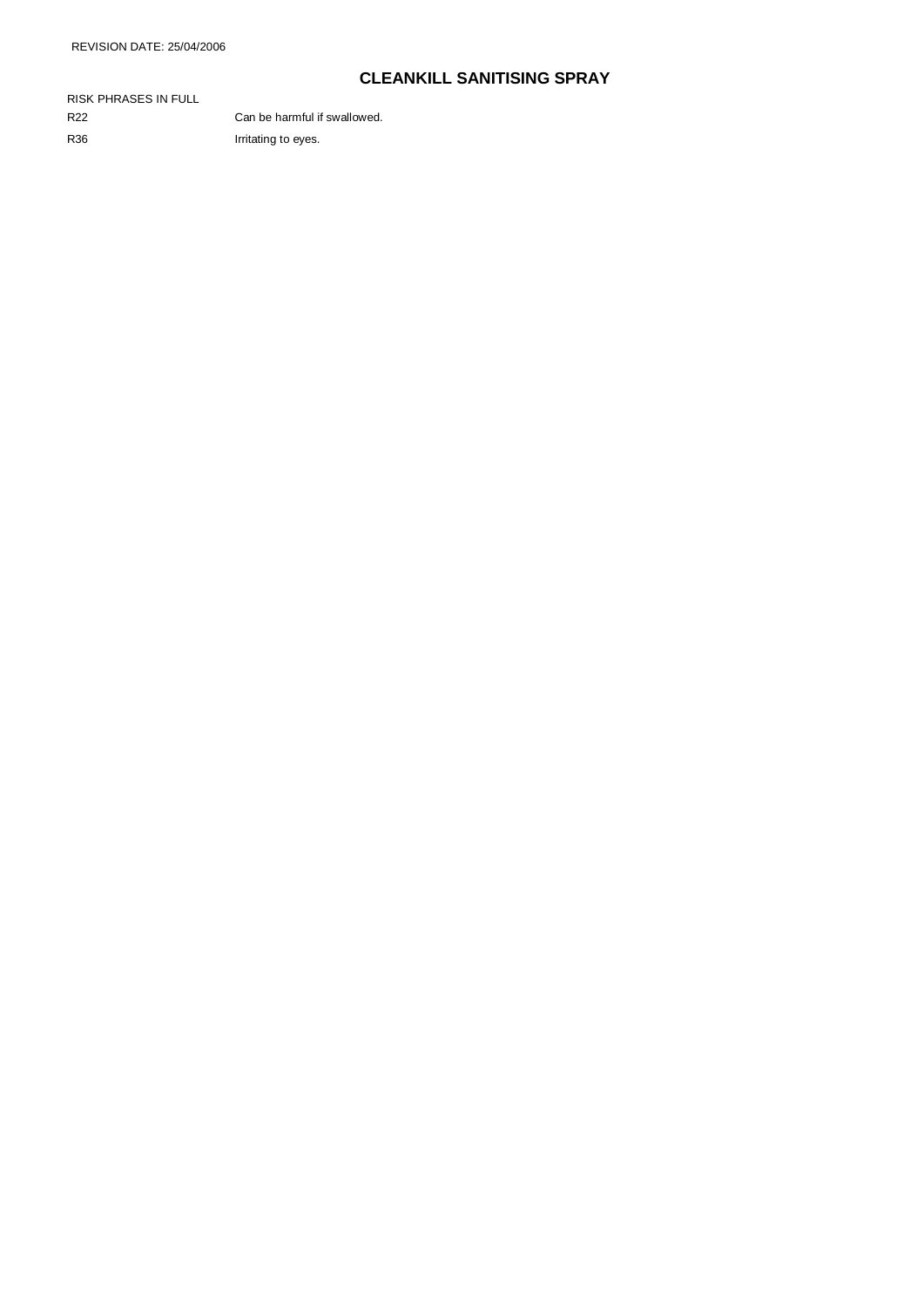# CLEANKILL SANITISING SPRAY

RISK PHRASES IN FULL

| | |
|---|---|
| R22 | Can be harmful if swallowed. |
| R36 | Irritating to eyes. |